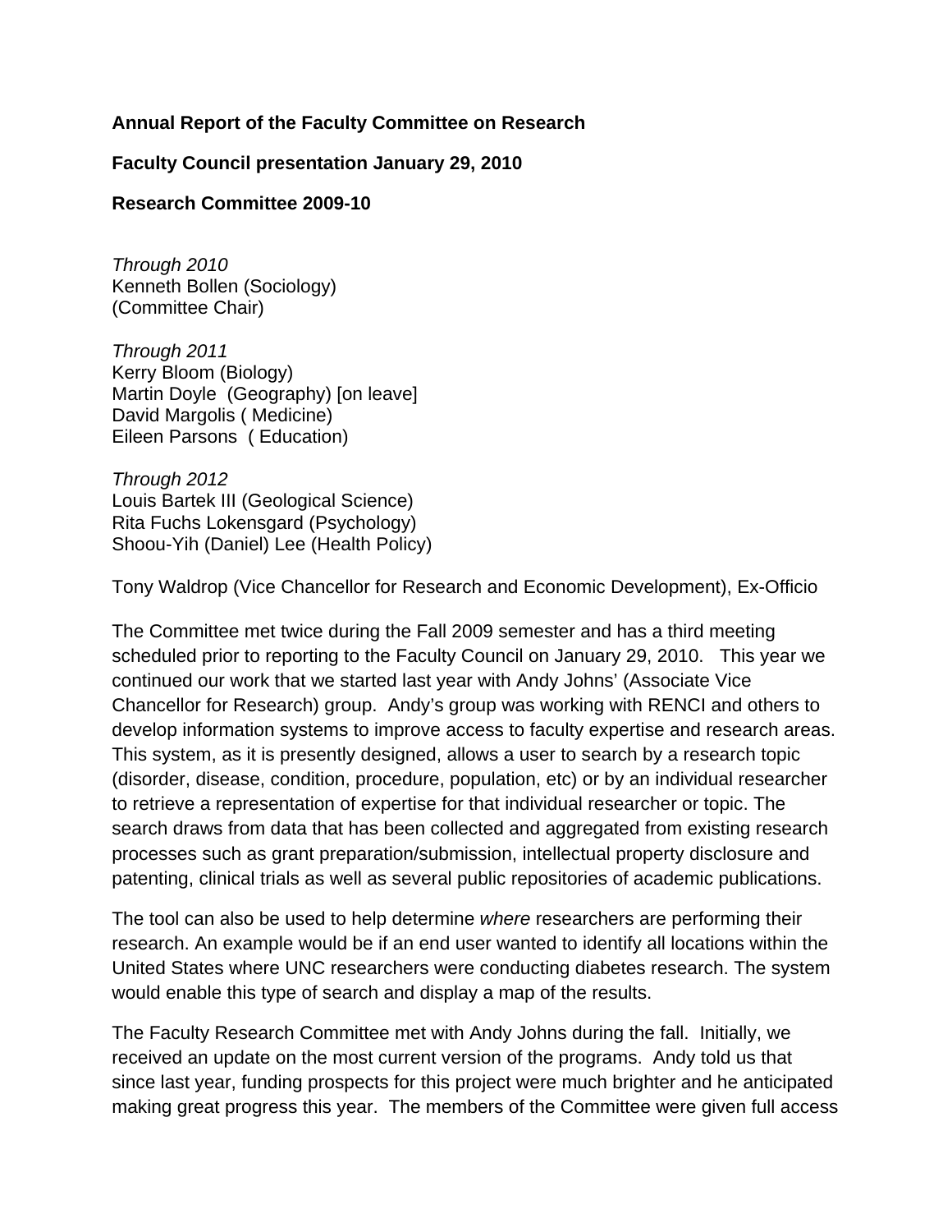**Annual Report of the Faculty Committee on Research**

**Faculty Council presentation January 29, 2010**

**Research Committee 2009-10**

*Through 2010*
Kenneth Bollen (Sociology)
(Committee Chair)

*Through 2011*
Kerry Bloom (Biology)
Martin Doyle (Geography) [on leave]
David Margolis ( Medicine)
Eileen Parsons ( Education)

*Through 2012*
Louis Bartek III (Geological Science)
Rita Fuchs Lokensgard (Psychology)
Shoou-Yih (Daniel) Lee (Health Policy)

Tony Waldrop (Vice Chancellor for Research and Economic Development), Ex-Officio

The Committee met twice during the Fall 2009 semester and has a third meeting scheduled prior to reporting to the Faculty Council on January 29, 2010. This year we continued our work that we started last year with Andy Johns' (Associate Vice Chancellor for Research) group. Andy's group was working with RENCI and others to develop information systems to improve access to faculty expertise and research areas. This system, as it is presently designed, allows a user to search by a research topic (disorder, disease, condition, procedure, population, etc) or by an individual researcher to retrieve a representation of expertise for that individual researcher or topic. The search draws from data that has been collected and aggregated from existing research processes such as grant preparation/submission, intellectual property disclosure and patenting, clinical trials as well as several public repositories of academic publications.

The tool can also be used to help determine *where* researchers are performing their research. An example would be if an end user wanted to identify all locations within the United States where UNC researchers were conducting diabetes research. The system would enable this type of search and display a map of the results.

The Faculty Research Committee met with Andy Johns during the fall. Initially, we received an update on the most current version of the programs. Andy told us that since last year, funding prospects for this project were much brighter and he anticipated making great progress this year. The members of the Committee were given full access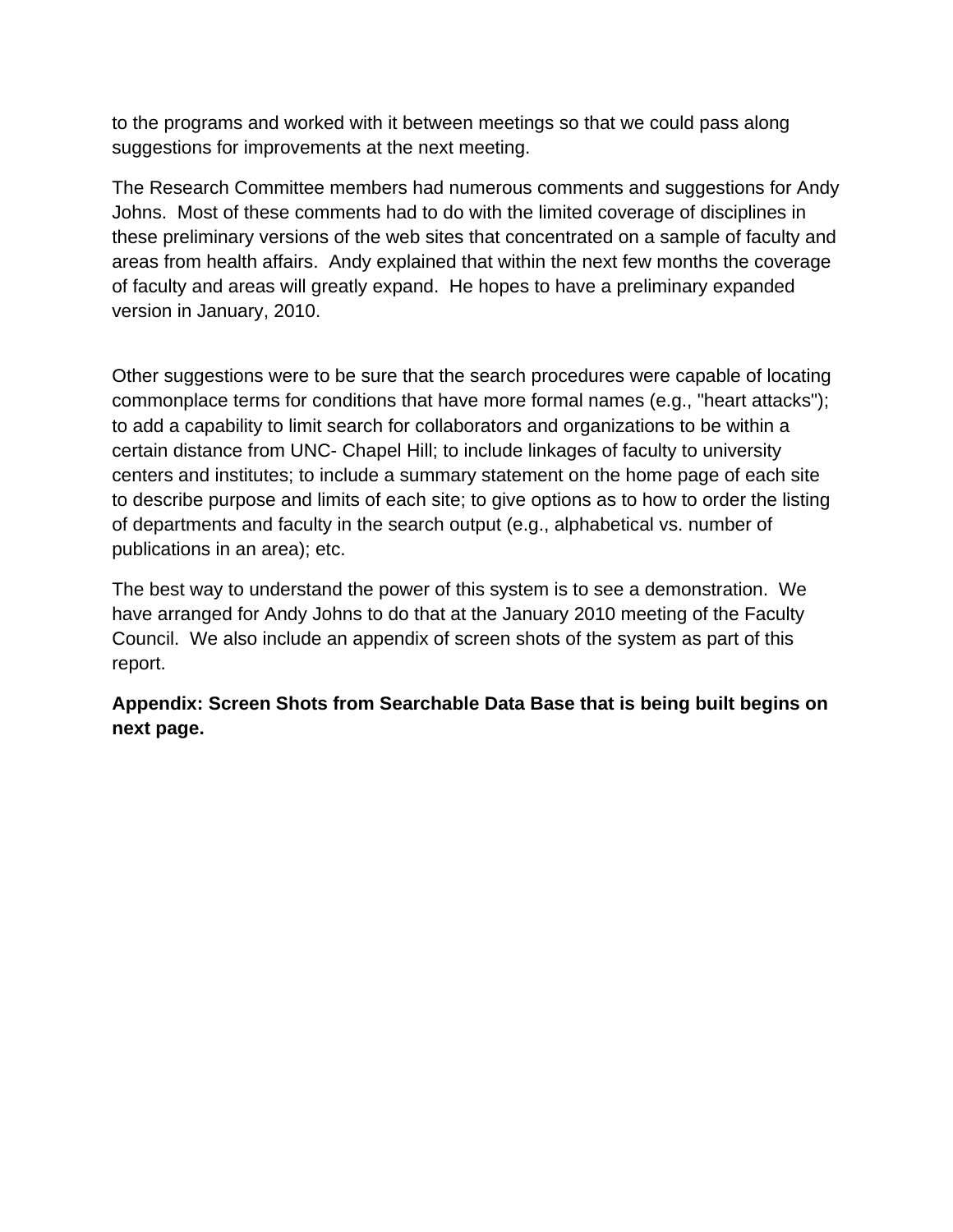to the programs and worked with it between meetings so that we could pass along suggestions for improvements at the next meeting.

The Research Committee members had numerous comments and suggestions for Andy Johns. Most of these comments had to do with the limited coverage of disciplines in these preliminary versions of the web sites that concentrated on a sample of faculty and areas from health affairs. Andy explained that within the next few months the coverage of faculty and areas will greatly expand. He hopes to have a preliminary expanded version in January, 2010.

Other suggestions were to be sure that the search procedures were capable of locating commonplace terms for conditions that have more formal names (e.g., "heart attacks"); to add a capability to limit search for collaborators and organizations to be within a certain distance from UNC- Chapel Hill; to include linkages of faculty to university centers and institutes; to include a summary statement on the home page of each site to describe purpose and limits of each site; to give options as to how to order the listing of departments and faculty in the search output (e.g., alphabetical vs. number of publications in an area); etc.

The best way to understand the power of this system is to see a demonstration. We have arranged for Andy Johns to do that at the January 2010 meeting of the Faculty Council. We also include an appendix of screen shots of the system as part of this report.

**Appendix: Screen Shots from Searchable Data Base that is being built begins on next page.**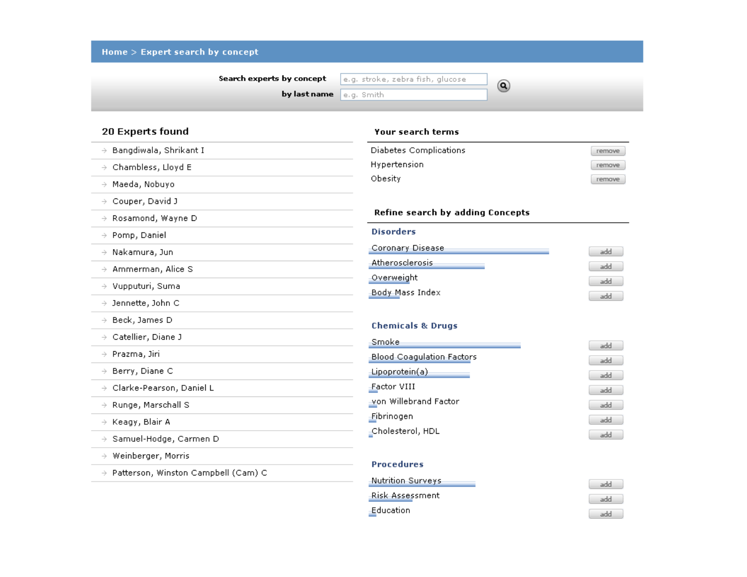Home > Expert search by concept

**Search experts by concept** e.g. stroke, zebra fish, glucose

**by last name** e.g. Smith

## 20 Experts found

- Bangdiwala, Shrikant I
- Chambless, Lloyd E
- Maeda, Nobuyo
- Couper, David J
- Rosamond, Wayne D
- Pomp, Daniel
- Nakamura, Jun
- Ammerman, Alice S
- Vupputuri, Suma
- Jennette, John C
- Beck, James D
- Catellier, Diane J
- Prazma, Jiri
- Berry, Diane C
- Clarke-Pearson, Daniel L
- Runge, Marschall S
- Keagy, Blair A
- Samuel-Hodge, Carmen D
- Weinberger, Morris
- Patterson, Winston Campbell (Cam) C

## Your search terms

- Diabetes Complications — remove
- Hypertension — remove
- Obesity — remove

## Refine search by adding Concepts

### Disorders

- Coronary Disease — add
- Atherosclerosis — add
- Overweight — add
- Body Mass Index — add

### Chemicals & Drugs

- Smoke — add
- Blood Coagulation Factors — add
- Lipoprotein(a) — add
- Factor VIII — add
- von Willebrand Factor — add
- Fibrinogen — add
- Cholesterol, HDL — add

### Procedures

- Nutrition Surveys — add
- Risk Assessment — add
- Education — add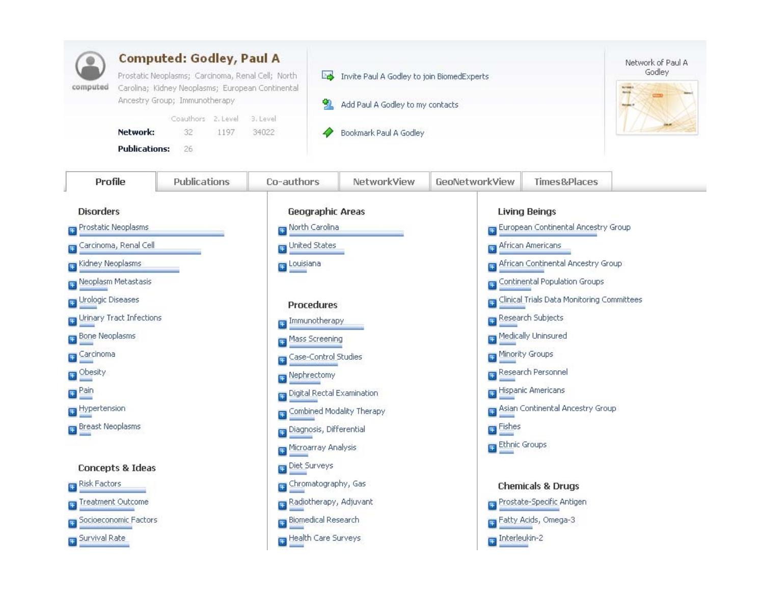# Computed: Godley, Paul A

Prostatic Neoplasms; Carcinoma, Renal Cell; North Carolina; Kidney Neoplasms; European Continental Ancestry Group; Immunotherapy

| | Coauthors | 2. Level | 3. Level |
|---|---|---|---|
| **Network:** | 32 | 1197 | 34022 |
| **Publications:** | 26 | | |

Invite Paul A Godley to join BiomedExperts

Add Paul A Godley to my contacts

Bookmark Paul A Godley

Network of Paul A Godley

Profile | Publications | Co-authors | NetworkView | GeoNetworkView | Times&Places

## Disorders

- Prostatic Neoplasms
- Carcinoma, Renal Cell
- Kidney Neoplasms
- Neoplasm Metastasis
- Urologic Diseases
- Urinary Tract Infections
- Bone Neoplasms
- Carcinoma
- Obesity
- Pain
- Hypertension
- Breast Neoplasms

## Concepts & Ideas

- Risk Factors
- Treatment Outcome
- Socioeconomic Factors
- Survival Rate

## Geographic Areas

- North Carolina
- United States
- Louisiana

## Procedures

- Immunotherapy
- Mass Screening
- Case-Control Studies
- Nephrectomy
- Digital Rectal Examination
- Combined Modality Therapy
- Diagnosis, Differential
- Microarray Analysis
- Diet Surveys
- Chromatography, Gas
- Radiotherapy, Adjuvant
- Biomedical Research
- Health Care Surveys

## Living Beings

- European Continental Ancestry Group
- African Americans
- African Continental Ancestry Group
- Continental Population Groups
- Clinical Trials Data Monitoring Committees
- Research Subjects
- Medically Uninsured
- Minority Groups
- Research Personnel
- Hispanic Americans
- Asian Continental Ancestry Group
- Fishes
- Ethnic Groups

## Chemicals & Drugs

- Prostate-Specific Antigen
- Fatty Acids, Omega-3
- Interleukin-2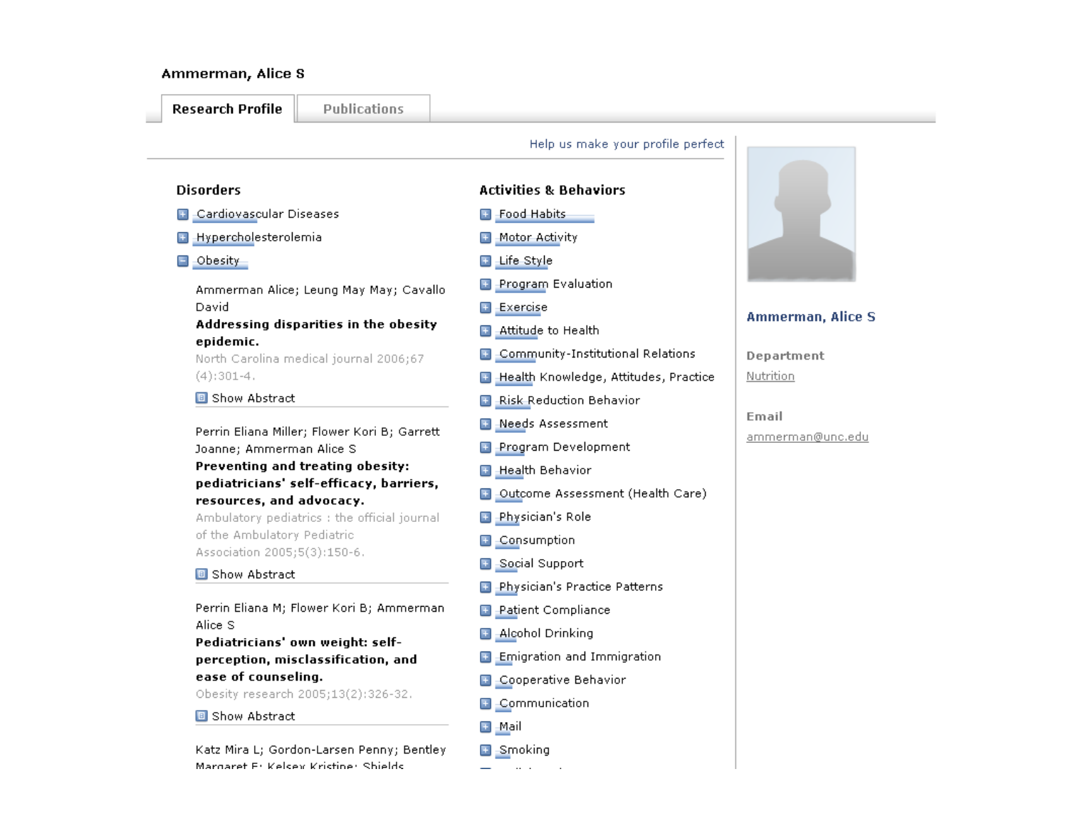Ammerman, Alice S

**Research Profile** | Publications

Help us make your profile perfect

## Disorders

- Cardiovascular Diseases
- Hypercholesterolemia
- Obesity

Ammerman Alice; Leung May May; Cavallo David
**Addressing disparities in the obesity epidemic.**
North Carolina medical journal 2006;67 (4):301-4.
Show Abstract

Perrin Eliana Miller; Flower Kori B; Garrett Joanne; Ammerman Alice S
**Preventing and treating obesity: pediatricians' self-efficacy, barriers, resources, and advocacy.**
Ambulatory pediatrics : the official journal of the Ambulatory Pediatric Association 2005;5(3):150-6.
Show Abstract

Perrin Eliana M; Flower Kori B; Ammerman Alice S
**Pediatricians' own weight: self-perception, misclassification, and ease of counseling.**
Obesity research 2005;13(2):326-32.
Show Abstract

Katz Mira L; Gordon-Larsen Penny; Bentley Margaret E; Kelsey Kristine; Shields

## Activities & Behaviors

- Food Habits
- Motor Activity
- Life Style
- Program Evaluation
- Exercise
- Attitude to Health
- Community-Institutional Relations
- Health Knowledge, Attitudes, Practice
- Risk Reduction Behavior
- Needs Assessment
- Program Development
- Health Behavior
- Outcome Assessment (Health Care)
- Physician's Role
- Consumption
- Social Support
- Physician's Practice Patterns
- Patient Compliance
- Alcohol Drinking
- Emigration and Immigration
- Cooperative Behavior
- Communication
- Mail
- Smoking

**Ammerman, Alice S**

**Department**
Nutrition

**Email**
ammerman@unc.edu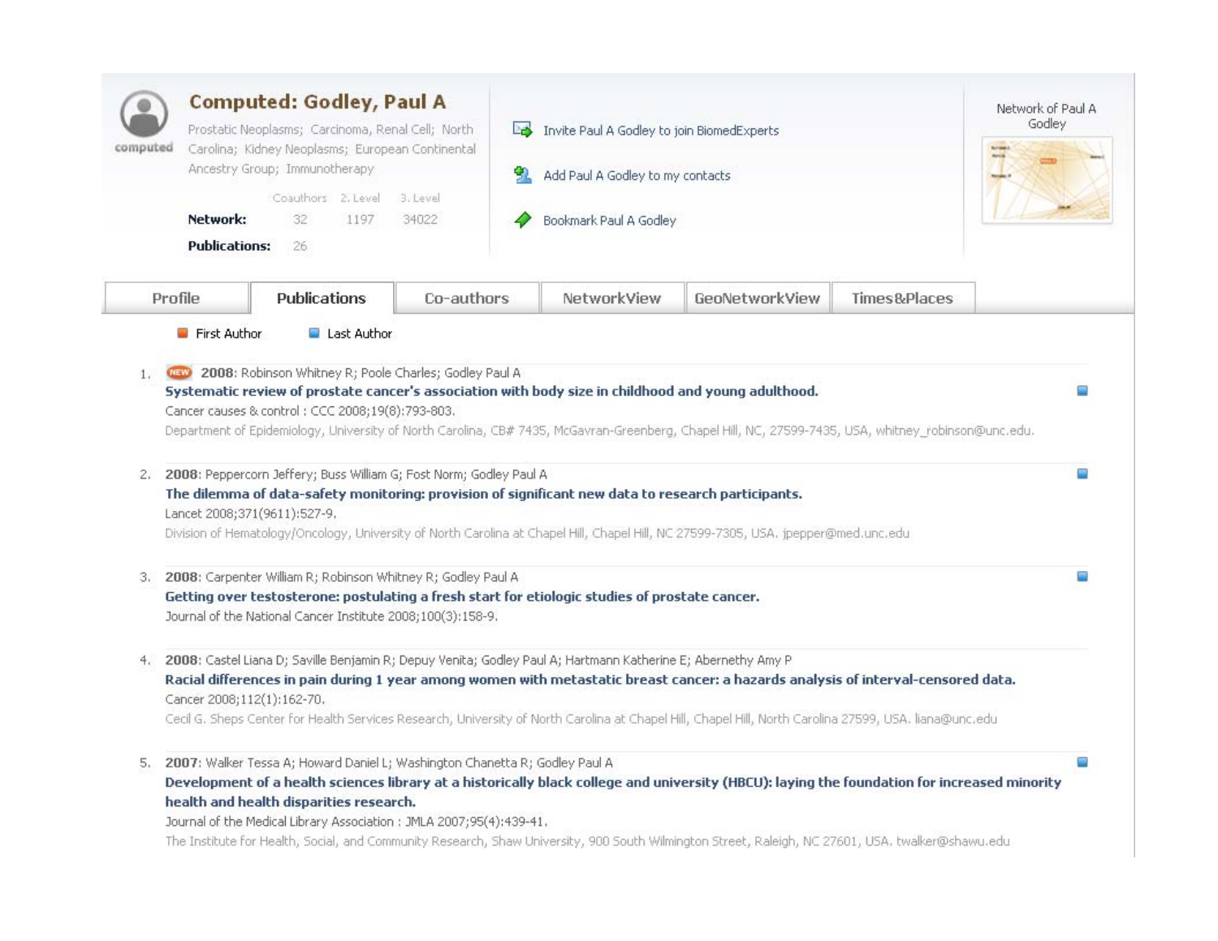# Computed: Godley, Paul A

Prostatic Neoplasms; Carcinoma, Renal Cell; North Carolina; Kidney Neoplasms; European Continental Ancestry Group; Immunotherapy

| | Coauthors | 2. Level | 3. Level |
|---|---|---|---|
| **Network:** | 32 | 1197 | 34022 |
| **Publications:** | 26 | | |

Invite Paul A Godley to join BiomedExperts

Add Paul A Godley to my contacts

Bookmark Paul A Godley

Network of Paul A Godley

Profile | **Publications** | Co-authors | NetworkView | GeoNetworkView | Times&Places

First Author | Last Author

1. NEW **2008**: Robinson Whitney R; Poole Charles; Godley Paul A
   **Systematic review of prostate cancer's association with body size in childhood and young adulthood.**
   Cancer causes & control : CCC 2008;19(8):793-803.
   Department of Epidemiology, University of North Carolina, CB# 7435, McGavran-Greenberg, Chapel Hill, NC, 27599-7435, USA, whitney_robinson@unc.edu.

2. **2008**: Peppercorn Jeffery; Buss William G; Fost Norm; Godley Paul A
   **The dilemma of data-safety monitoring: provision of significant new data to research participants.**
   Lancet 2008;371(9611):527-9.
   Division of Hematology/Oncology, University of North Carolina at Chapel Hill, Chapel Hill, NC 27599-7305, USA. jpepper@med.unc.edu

3. **2008**: Carpenter William R; Robinson Whitney R; Godley Paul A
   **Getting over testosterone: postulating a fresh start for etiologic studies of prostate cancer.**
   Journal of the National Cancer Institute 2008;100(3):158-9.

4. **2008**: Castel Liana D; Saville Benjamin R; Depuy Venita; Godley Paul A; Hartmann Katherine E; Abernethy Amy P
   **Racial differences in pain during 1 year among women with metastatic breast cancer: a hazards analysis of interval-censored data.**
   Cancer 2008;112(1):162-70.
   Cecil G. Sheps Center for Health Services Research, University of North Carolina at Chapel Hill, Chapel Hill, North Carolina 27599, USA. liana@unc.edu

5. **2007**: Walker Tessa A; Howard Daniel L; Washington Chanetta R; Godley Paul A
   **Development of a health sciences library at a historically black college and university (HBCU): laying the foundation for increased minority health and health disparities research.**
   Journal of the Medical Library Association : JMLA 2007;95(4):439-41.
   The Institute for Health, Social, and Community Research, Shaw University, 900 South Wilmington Street, Raleigh, NC 27601, USA. twalker@shawu.edu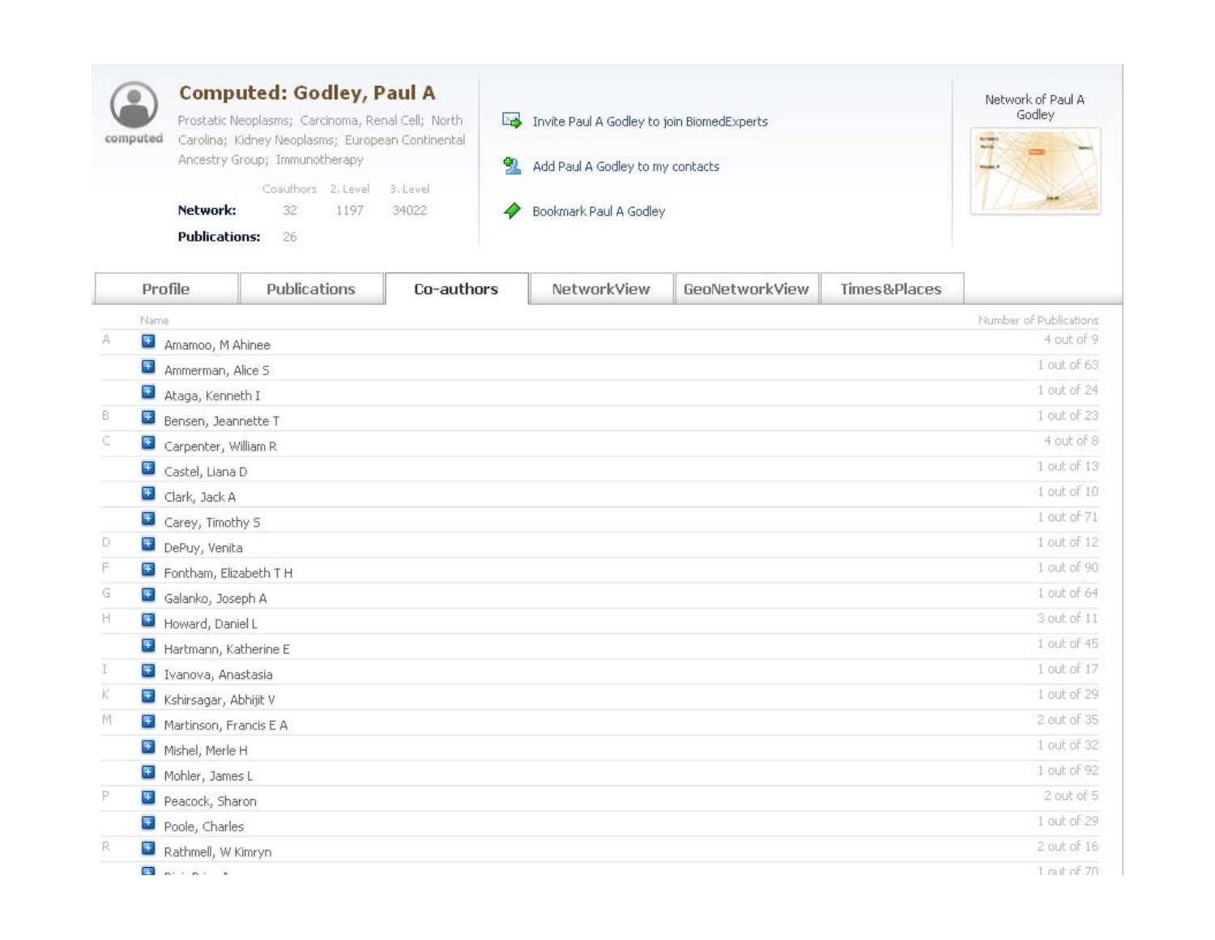# Computed: Godley, Paul A

Prostatic Neoplasms; Carcinoma, Renal Cell; North Carolina; Kidney Neoplasms; European Continental Ancestry Group; Immunotherapy

| | Coauthors | 2. Level | 3. Level |
|---|---|---|---|
| **Network:** | 32 | 1197 | 34022 |
| **Publications:** | 26 | | |

Invite Paul A Godley to join BiomedExperts

Add Paul A Godley to my contacts

Bookmark Paul A Godley

Network of Paul A Godley

Profile | Publications | Co-authors | NetworkView | GeoNetworkView | Times&Places

| | Name | Number of Publications |
|---|---|---|
| A | Amamoo, M Ahinee | 4 out of 9 |
| | Ammerman, Alice S | 1 out of 63 |
| | Ataga, Kenneth I | 1 out of 24 |
| B | Bensen, Jeannette T | 1 out of 23 |
| C | Carpenter, William R | 4 out of 8 |
| | Castel, Liana D | 1 out of 13 |
| | Clark, Jack A | 1 out of 10 |
| | Carey, Timothy S | 1 out of 71 |
| D | DePuy, Venita | 1 out of 12 |
| F | Fontham, Elizabeth T H | 1 out of 90 |
| G | Galanko, Joseph A | 1 out of 64 |
| H | Howard, Daniel L | 3 out of 11 |
| | Hartmann, Katherine E | 1 out of 45 |
| I | Ivanova, Anastasia | 1 out of 17 |
| K | Kshirsagar, Abhijit V | 1 out of 29 |
| M | Martinson, Francis E A | 2 out of 35 |
| | Mishel, Merle H | 1 out of 32 |
| | Mohler, James L | 1 out of 92 |
| P | Peacock, Sharon | 2 out of 5 |
| | Poole, Charles | 1 out of 29 |
| R | Rathmell, W Kimryn | 2 out of 16 |
| | | 1 out of 70 |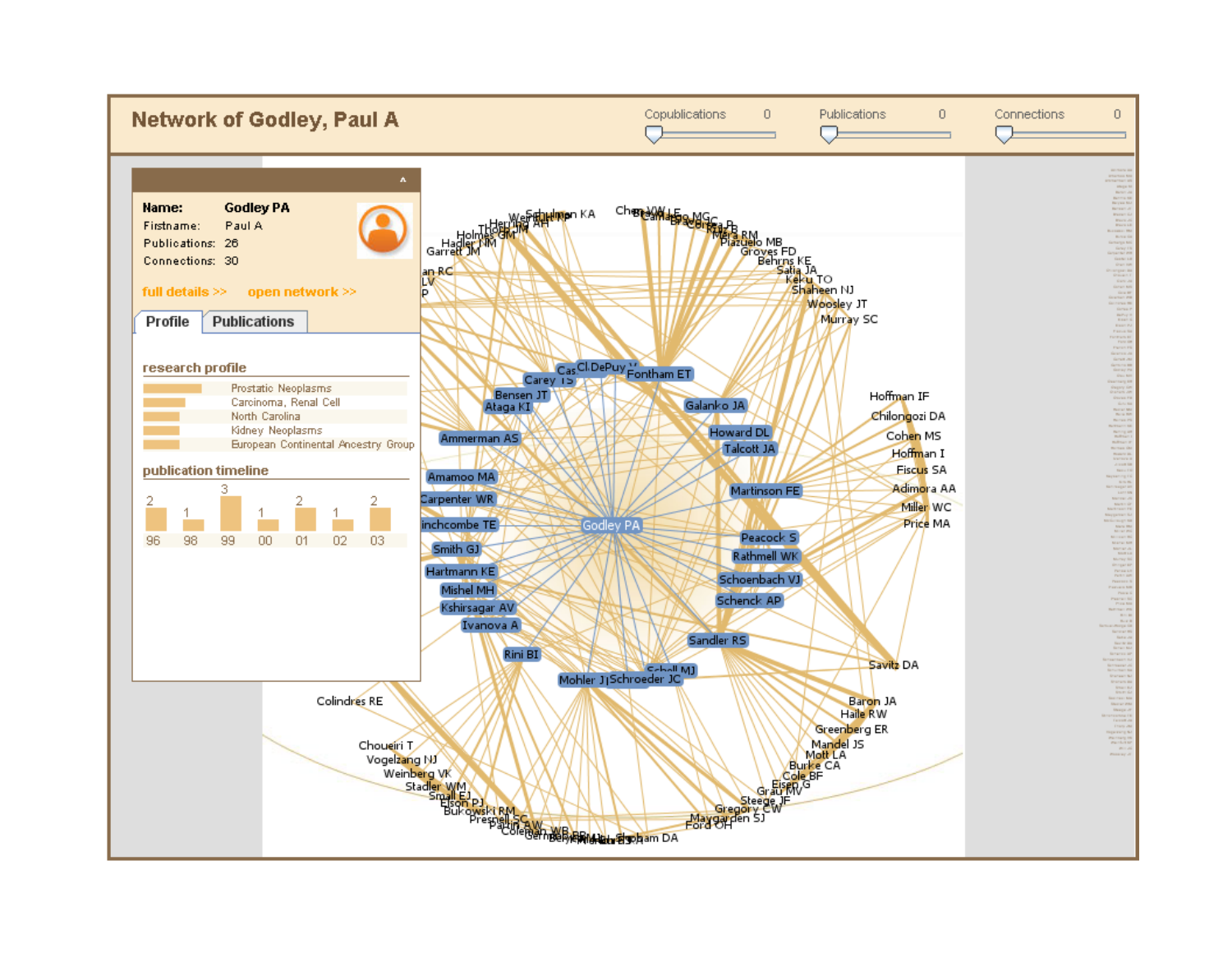# Network of Godley, Paul A

Copublications 0 | Publications 0 | Connections 0

**Name:** Godley PA
Firstname: Paul A
Publications: 26
Connections: 30

full details >> open network >>

Profile | Publications

research profile

- Prostatic Neoplasms
- Carcinoma, Renal Cell
- North Carolina
- Kidney Neoplasms
- European Continental Ancestry Group

publication timeline

| 96 | 98 | 99 | 00 | 01 | 02 | 03 |
|---|---|---|---|---|---|---|
| 2 | 1 | 3 | 1 | 2 | 1 | 2 |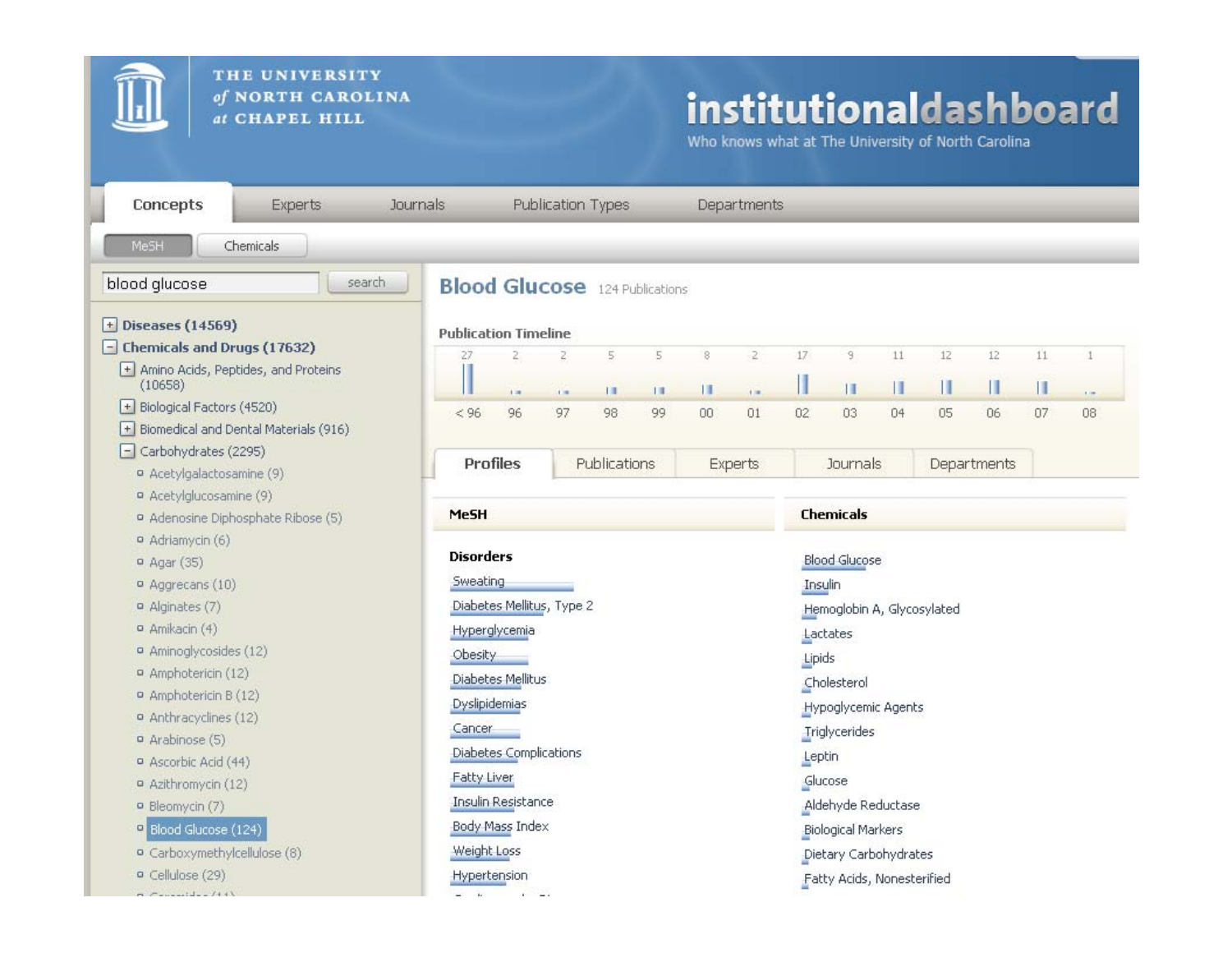THE UNIVERSITY *of* NORTH CAROLINA *at* CHAPEL HILL

# institutionaldashboard

Who knows what at The University of North Carolina

Concepts | Experts | Journals | Publication Types | Departments

MeSH | Chemicals

blood glucose [search]

- [+] **Diseases (14569)**
- [−] **Chemicals and Drugs (17632)**
  - [+] Amino Acids, Peptides, and Proteins (10658)
  - [+] Biological Factors (4520)
  - [+] Biomedical and Dental Materials (916)
  - [−] Carbohydrates (2295)
    - Acetylgalactosamine (9)
    - Acetylglucosamine (9)
    - Adenosine Diphosphate Ribose (5)
    - Adriamycin (6)
    - Agar (35)
    - Aggrecans (10)
    - Alginates (7)
    - Amikacin (4)
    - Aminoglycosides (12)
    - Amphotericin (12)
    - Amphotericin B (12)
    - Anthracyclines (12)
    - Arabinose (5)
    - Ascorbic Acid (44)
    - Azithromycin (12)
    - Bleomycin (7)
    - Blood Glucose (124)
    - Carboxymethylcellulose (8)
    - Cellulose (29)

## Blood Glucose 124 Publications

### Publication Timeline

| < 96 | 96 | 97 | 98 | 99 | 00 | 01 | 02 | 03 | 04 | 05 | 06 | 07 | 08 |
|---|---|---|---|---|---|---|---|---|---|---|---|---|---|
| 27 | 2 | 2 | 5 | 5 | 8 | 2 | 17 | 9 | 11 | 12 | 12 | 11 | 1 |

Profiles | Publications | Experts | Journals | Departments

**MeSH**

**Disorders**

- Sweating
- Diabetes Mellitus, Type 2
- Hyperglycemia
- Obesity
- Diabetes Mellitus
- Dyslipidemias
- Cancer
- Diabetes Complications
- Fatty Liver
- Insulin Resistance
- Body Mass Index
- Weight Loss
- Hypertension

**Chemicals**

- Blood Glucose
- Insulin
- Hemoglobin A, Glycosylated
- Lactates
- Lipids
- Cholesterol
- Hypoglycemic Agents
- Triglycerides
- Leptin
- Glucose
- Aldehyde Reductase
- Biological Markers
- Dietary Carbohydrates
- Fatty Acids, Nonesterified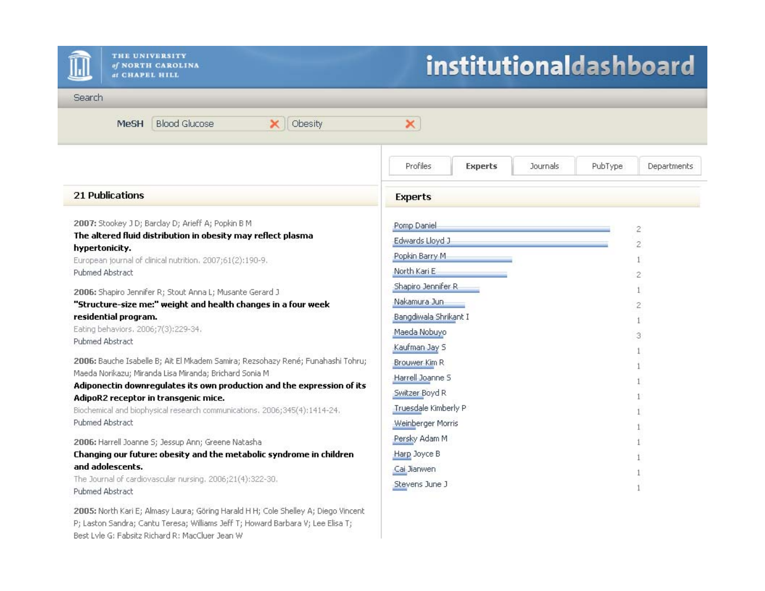THE UNIVERSITY *of* NORTH CAROLINA *at* CHAPEL HILL

# institutionaldashboard

Search

MeSH Blood Glucose ✕ Obesity ✕

## 21 Publications

**2007:** Stookey J D; Barclay D; Arieff A; Popkin B M
**The altered fluid distribution in obesity may reflect plasma hypertonicity.**
European journal of clinical nutrition. 2007;61(2):190-9.
Pubmed Abstract

**2006:** Shapiro Jennifer R; Stout Anna L; Musante Gerard J
**"Structure-size me:" weight and health changes in a four week residential program.**
Eating behaviors. 2006;7(3):229-34.
Pubmed Abstract

**2006:** Bauche Isabelle B; Ait El Mkadem Samira; Rezsohazy René; Funahashi Tohru; Maeda Norikazu; Miranda Lisa Miranda; Brichard Sonia M
**Adiponectin downregulates its own production and the expression of its AdipoR2 receptor in transgenic mice.**
Biochemical and biophysical research communications. 2006;345(4):1414-24.
Pubmed Abstract

**2006:** Harrell Joanne S; Jessup Ann; Greene Natasha
**Changing our future: obesity and the metabolic syndrome in children and adolescents.**
The Journal of cardiovascular nursing. 2006;21(4):322-30.
Pubmed Abstract

**2005:** North Kari E; Almasy Laura; Göring Harald H H; Cole Shelley A; Diego Vincent P; Laston Sandra; Cantu Teresa; Williams Jeff T; Howard Barbara V; Lee Elisa T; Best Lyle G; Fabsitz Richard R; MacCluer Jean W

Profiles | Experts | Journals | PubType | Departments

## Experts

Pomp Daniel 2
Edwards Lloyd J 2
Popkin Barry M 1
North Kari E 2
Shapiro Jennifer R 1
Nakamura Jun 2
Bangdiwala Shrikant I 1
Maeda Nobuyo 3
Kaufman Jay S 1
Brouwer Kim R 1
Harrell Joanne S 1
Switzer Boyd R 1
Truesdale Kimberly P 1
Weinberger Morris 1
Persky Adam M 1
Harp Joyce B 1
Cai Jianwen 1
Stevens June J 1